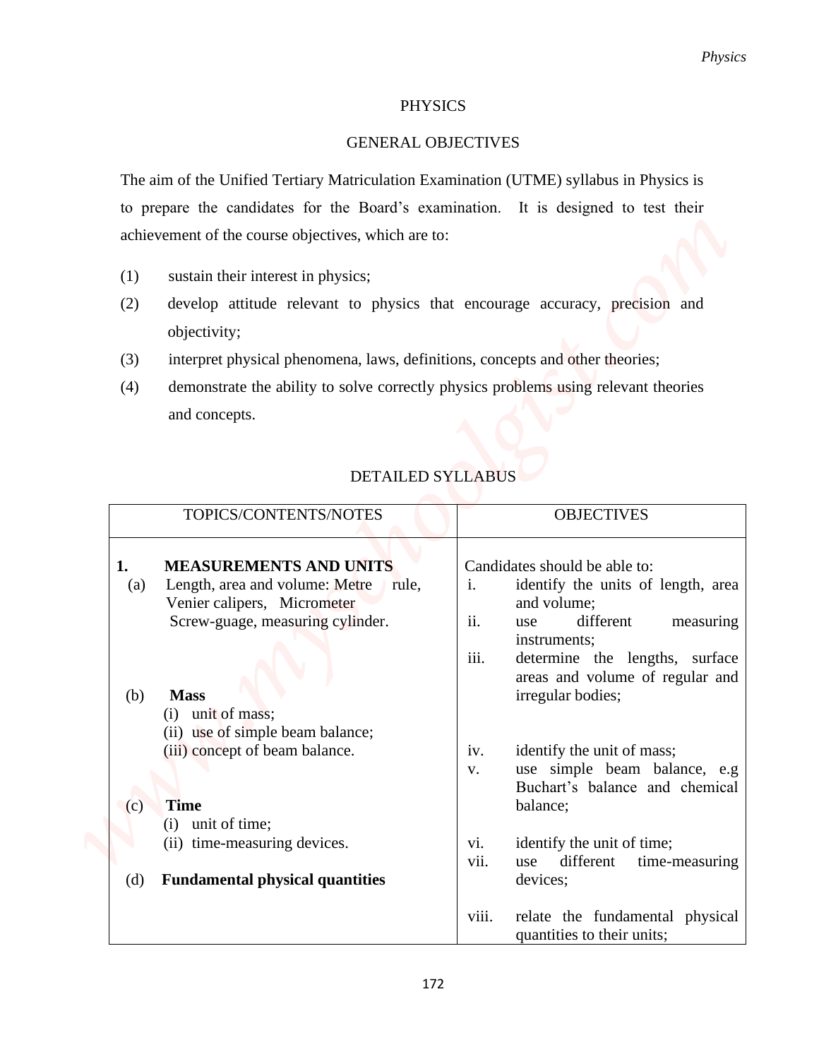# PHYSICS

## GENERAL OBJECTIVES

The aim of the Unified Tertiary Matriculation Examination (UTME) syllabus in Physics is to prepare the candidates for the Board's examination. It is designed to test their achievement of the course objectives, which are to:

(1) sustain their interest in physics;

(2) develop attitude relevant to physics that encourage accuracy, precision and objectivity;

(3) interpret physical phenomena, laws, definitions, concepts and other theories;

(4) demonstrate the ability to solve correctly physics problems using relevant theories and concepts.

## DETAILED SYLLABUS

| TOPICS/CONTENTS/NOTES | OBJECTIVES |
|---|---|
| **1. MEASUREMENTS AND UNITS** | Candidates should be able to: |
| (a) Length, area and volume: Metre rule, Venier calipers, Micrometer Screw-guage, measuring cylinder. | i. identify the units of length, area and volume;<br>ii. use different measuring instruments;<br>iii. determine the lengths, surface areas and volume of regular and irregular bodies; |
| (b) **Mass**<br>(i) unit of mass;<br>(ii) use of simple beam balance;<br>(iii) concept of beam balance. | iv. identify the unit of mass;<br>v. use simple beam balance, e.g Buchart's balance and chemical balance; |
| (c) **Time**<br>(i) unit of time;<br>(ii) time-measuring devices. | vi. identify the unit of time;<br>vii. use different time-measuring devices; |
| (d) **Fundamental physical quantities** | viii. relate the fundamental physical quantities to their units; |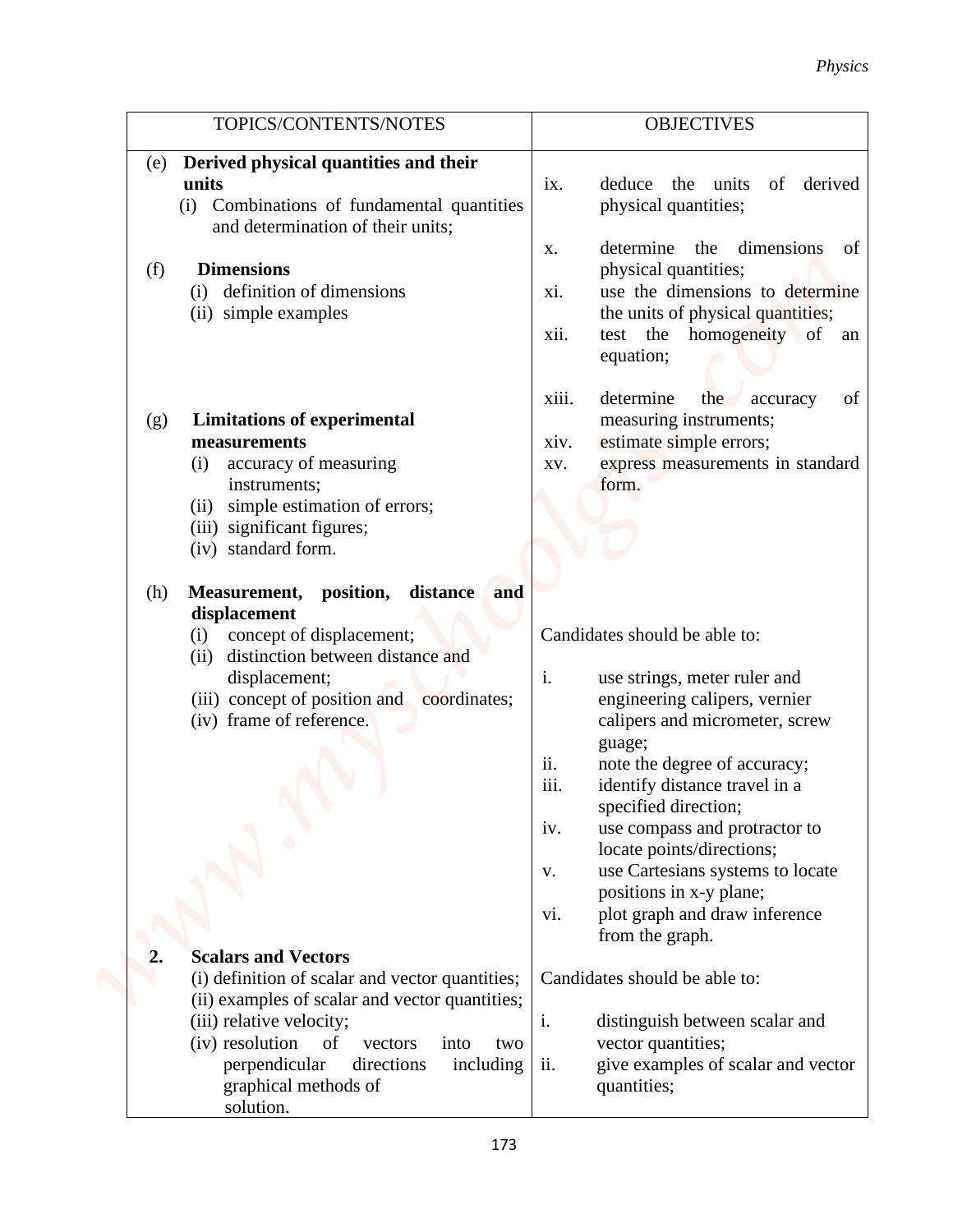| TOPICS/CONTENTS/NOTES | OBJECTIVES |
|---|---|
| (e) **Derived physical quantities and their units**<br>(i) Combinations of fundamental quantities and determination of their units; | ix. deduce the units of derived physical quantities; |
| (f) **Dimensions**<br>(i) definition of dimensions<br>(ii) simple examples | x. determine the dimensions of physical quantities;<br>xi. use the dimensions to determine the units of physical quantities;<br>xii. test the homogeneity of an equation; |
| (g) **Limitations of experimental measurements**<br>(i) accuracy of measuring instruments;<br>(ii) simple estimation of errors;<br>(iii) significant figures;<br>(iv) standard form. | xiii. determine the accuracy of measuring instruments;<br>xiv. estimate simple errors;<br>xv. express measurements in standard form. |
| (h) **Measurement, position, distance and displacement**<br>(i) concept of displacement;<br>(ii) distinction between distance and displacement;<br>(iii) concept of position and coordinates;<br>(iv) frame of reference. | Candidates should be able to:<br>i. use strings, meter ruler and engineering calipers, vernier calipers and micrometer, screw guage;<br>ii. note the degree of accuracy;<br>iii. identify distance travel in a specified direction;<br>iv. use compass and protractor to locate points/directions;<br>v. use Cartesians systems to locate positions in x-y plane;<br>vi. plot graph and draw inference from the graph. |
| **2. Scalars and Vectors**<br>(i) definition of scalar and vector quantities;<br>(ii) examples of scalar and vector quantities;<br>(iii) relative velocity;<br>(iv) resolution of vectors into two perpendicular directions including graphical methods of solution. | Candidates should be able to:<br>i. distinguish between scalar and vector quantities;<br>ii. give examples of scalar and vector quantities; |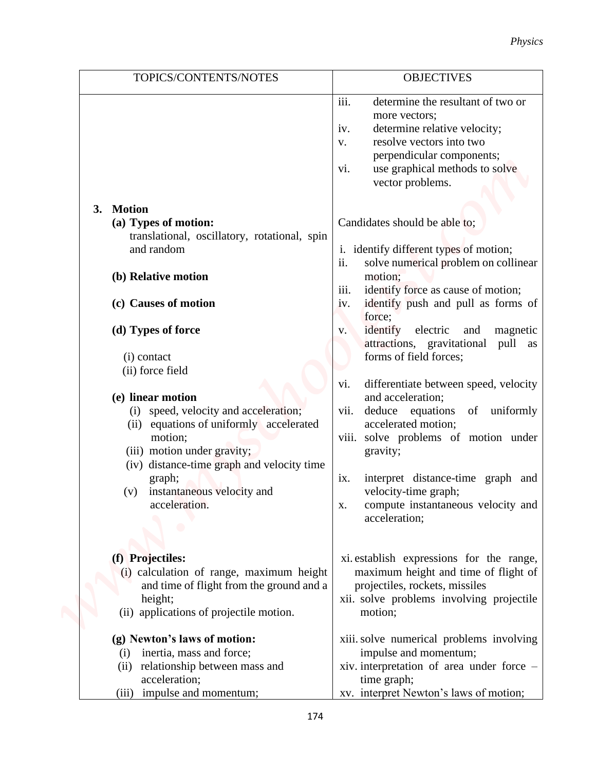| TOPICS/CONTENTS/NOTES | OBJECTIVES |
|---|---|
| | iii. determine the resultant of two or more vectors;<br>iv. determine relative velocity;<br>v. resolve vectors into two perpendicular components;<br>vi. use graphical methods to solve vector problems. |
| **3. Motion**<br>**(a) Types of motion:** translational, oscillatory, rotational, spin and random<br><br>**(b) Relative motion**<br><br>**(c) Causes of motion**<br><br>**(d) Types of force**<br>(i) contact<br>(ii) force field | Candidates should be able to;<br><br>i. identify different types of motion;<br>ii. solve numerical problem on collinear motion;<br>iii. identify force as cause of motion;<br>iv. identify push and pull as forms of force;<br>v. identify electric and magnetic attractions, gravitational pull as forms of field forces; |
| **(e) linear motion**<br>(i) speed, velocity and acceleration;<br>(ii) equations of uniformly accelerated motion;<br>(iii) motion under gravity;<br>(iv) distance-time graph and velocity time graph;<br>(v) instantaneous velocity and acceleration. | vi. differentiate between speed, velocity and acceleration;<br>vii. deduce equations of uniformly accelerated motion;<br>viii. solve problems of motion under gravity;<br>ix. interpret distance-time graph and velocity-time graph;<br>x. compute instantaneous velocity and acceleration; |
| **(f) Projectiles:**<br>(i) calculation of range, maximum height and time of flight from the ground and a height;<br>(ii) applications of projectile motion. | xi. establish expressions for the range, maximum height and time of flight of projectiles, rockets, missiles<br>xii. solve problems involving projectile motion; |
| **(g) Newton's laws of motion:**<br>(i) inertia, mass and force;<br>(ii) relationship between mass and acceleration;<br>(iii) impulse and momentum; | xiii. solve numerical problems involving impulse and momentum;<br>xiv. interpretation of area under force – time graph;<br>xv. interpret Newton's laws of motion; |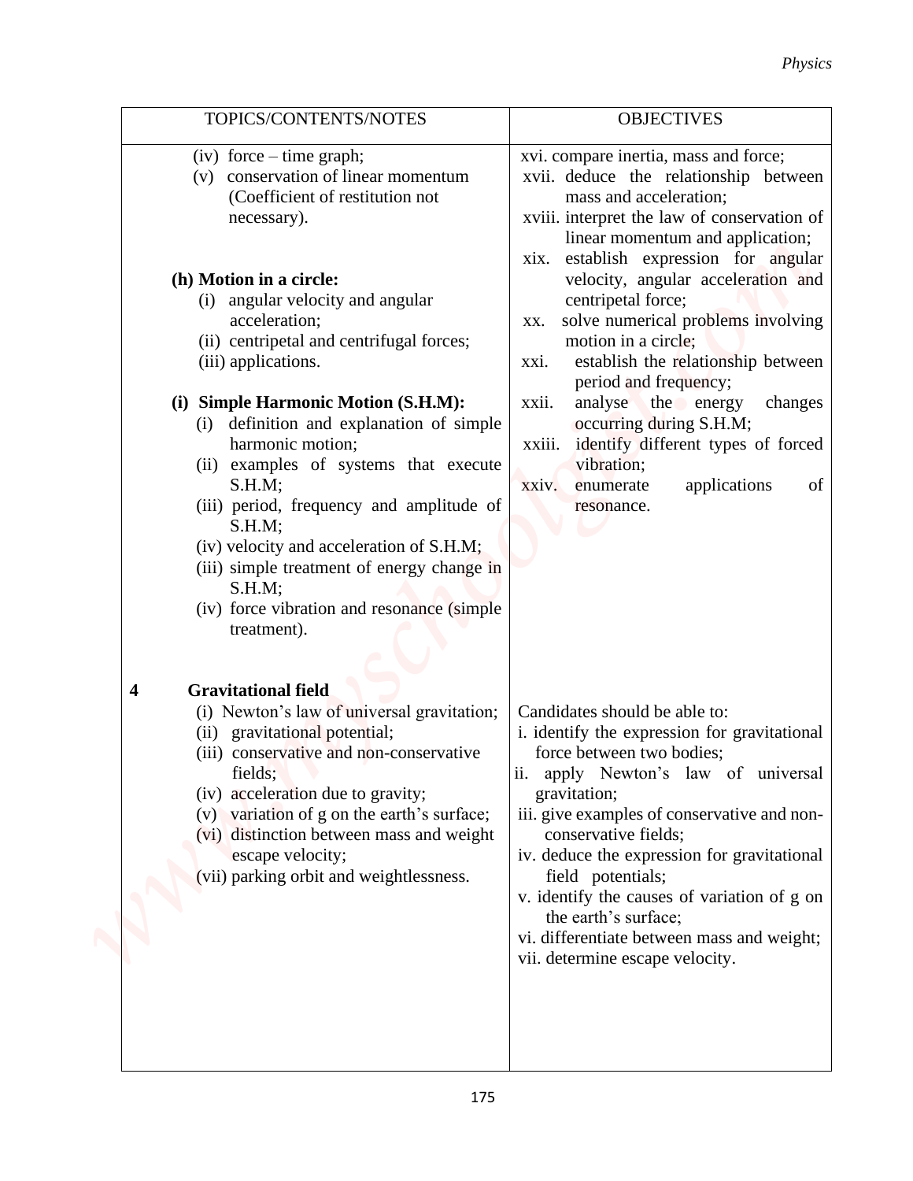| TOPICS/CONTENTS/NOTES | OBJECTIVES |
| --- | --- |
| (iv) force – time graph;<br>(v) conservation of linear momentum (Coefficient of restitution not necessary).<br><br>**(h) Motion in a circle:**<br>(i) angular velocity and angular acceleration;<br>(ii) centripetal and centrifugal forces;<br>(iii) applications.<br><br>**(i) Simple Harmonic Motion (S.H.M):**<br>(i) definition and explanation of simple harmonic motion;<br>(ii) examples of systems that execute S.H.M;<br>(iii) period, frequency and amplitude of S.H.M;<br>(iv) velocity and acceleration of S.H.M;<br>(iii) simple treatment of energy change in S.H.M;<br>(iv) force vibration and resonance (simple treatment). | xvi. compare inertia, mass and force;<br>xvii. deduce the relationship between mass and acceleration;<br>xviii. interpret the law of conservation of linear momentum and application;<br>xix. establish expression for angular velocity, angular acceleration and centripetal force;<br>xx. solve numerical problems involving motion in a circle;<br>xxi. establish the relationship between period and frequency;<br>xxii. analyse the energy changes occurring during S.H.M;<br>xxiii. identify different types of forced vibration;<br>xxiv. enumerate applications of resonance. |
| **4 Gravitational field**<br>(i) Newton's law of universal gravitation;<br>(ii) gravitational potential;<br>(iii) conservative and non-conservative fields;<br>(iv) acceleration due to gravity;<br>(v) variation of g on the earth's surface;<br>(vi) distinction between mass and weight escape velocity;<br>(vii) parking orbit and weightlessness. | Candidates should be able to:<br>i. identify the expression for gravitational force between two bodies;<br>ii. apply Newton's law of universal gravitation;<br>iii. give examples of conservative and non-conservative fields;<br>iv. deduce the expression for gravitational field potentials;<br>v. identify the causes of variation of g on the earth's surface;<br>vi. differentiate between mass and weight;<br>vii. determine escape velocity. |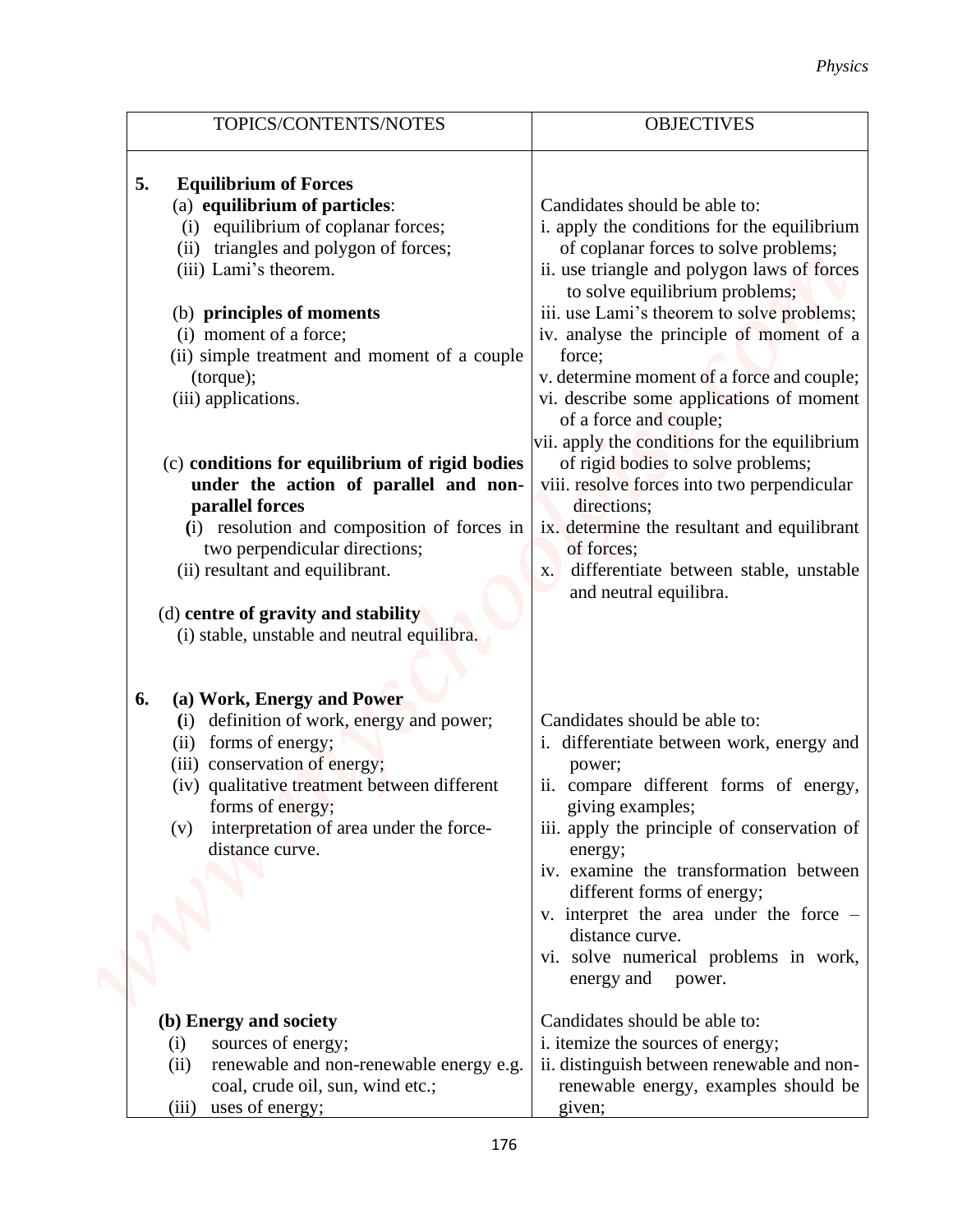| TOPICS/CONTENTS/NOTES | OBJECTIVES |
|---|---|
| **5. Equilibrium of Forces**<br>(a) **equilibrium of particles**:<br>(i) equilibrium of coplanar forces;<br>(ii) triangles and polygon of forces;<br>(iii) Lami's theorem.<br><br>(b) **principles of moments**<br>(i) moment of a force;<br>(ii) simple treatment and moment of a couple (torque);<br>(iii) applications.<br><br>(c) **conditions for equilibrium of rigid bodies under the action of parallel and non-parallel forces**<br>(i) resolution and composition of forces in two perpendicular directions;<br>(ii) resultant and equilibrant.<br><br>(d) **centre of gravity and stability**<br>(i) stable, unstable and neutral equilibra. | Candidates should be able to:<br>i. apply the conditions for the equilibrium of coplanar forces to solve problems;<br>ii. use triangle and polygon laws of forces to solve equilibrium problems;<br>iii. use Lami's theorem to solve problems;<br>iv. analyse the principle of moment of a force;<br>v. determine moment of a force and couple;<br>vi. describe some applications of moment of a force and couple;<br>vii. apply the conditions for the equilibrium of rigid bodies to solve problems;<br>viii. resolve forces into two perpendicular directions;<br>ix. determine the resultant and equilibrant of forces;<br>x. differentiate between stable, unstable and neutral equilibra. |
| **6. (a) Work, Energy and Power**<br>(i) definition of work, energy and power;<br>(ii) forms of energy;<br>(iii) conservation of energy;<br>(iv) qualitative treatment between different forms of energy;<br>(v) interpretation of area under the force-distance curve. | Candidates should be able to:<br>i. differentiate between work, energy and power;<br>ii. compare different forms of energy, giving examples;<br>iii. apply the principle of conservation of energy;<br>iv. examine the transformation between different forms of energy;<br>v. interpret the area under the force – distance curve.<br>vi. solve numerical problems in work, energy and power. |
| **(b) Energy and society**<br>(i) sources of energy;<br>(ii) renewable and non-renewable energy e.g. coal, crude oil, sun, wind etc.;<br>(iii) uses of energy; | Candidates should be able to:<br>i. itemize the sources of energy;<br>ii. distinguish between renewable and non-renewable energy, examples should be given; |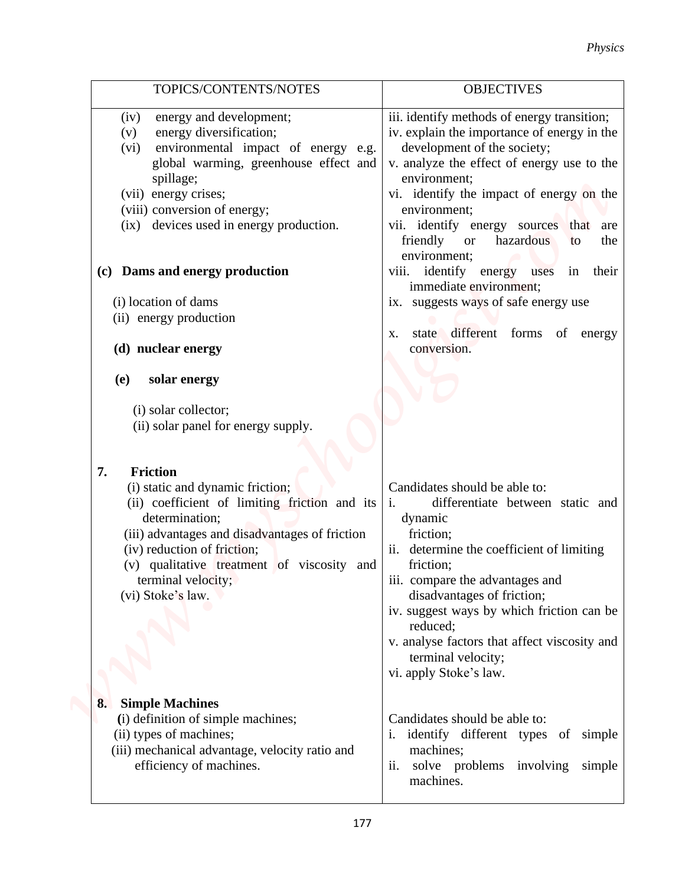| TOPICS/CONTENTS/NOTES | OBJECTIVES |
|---|---|
| (iv) energy and development;<br>(v) energy diversification;<br>(vi) environmental impact of energy e.g. global warming, greenhouse effect and spillage;<br>(vii) energy crises;<br>(viii) conversion of energy;<br>(ix) devices used in energy production.<br><br>**(c) Dams and energy production**<br>(i) location of dams<br>(ii) energy production<br><br>**(d) nuclear energy**<br><br>**(e) solar energy**<br>(i) solar collector;<br>(ii) solar panel for energy supply. | iii. identify methods of energy transition;<br>iv. explain the importance of energy in the development of the society;<br>v. analyze the effect of energy use to the environment;<br>vi. identify the impact of energy on the environment;<br>vii. identify energy sources that are friendly or hazardous to the environment;<br>viii. identify energy uses in their immediate environment;<br>ix. suggests ways of safe energy use<br>x. state different forms of energy conversion. |
| **7. Friction**<br>(i) static and dynamic friction;<br>(ii) coefficient of limiting friction and its determination;<br>(iii) advantages and disadvantages of friction<br>(iv) reduction of friction;<br>(v) qualitative treatment of viscosity and terminal velocity;<br>(vi) Stoke's law. | Candidates should be able to:<br>i. differentiate between static and dynamic friction;<br>ii. determine the coefficient of limiting friction;<br>iii. compare the advantages and disadvantages of friction;<br>iv. suggest ways by which friction can be reduced;<br>v. analyse factors that affect viscosity and terminal velocity;<br>vi. apply Stoke's law. |
| **8. Simple Machines**<br>(i) definition of simple machines;<br>(ii) types of machines;<br>(iii) mechanical advantage, velocity ratio and efficiency of machines. | Candidates should be able to:<br>i. identify different types of simple machines;<br>ii. solve problems involving simple machines. |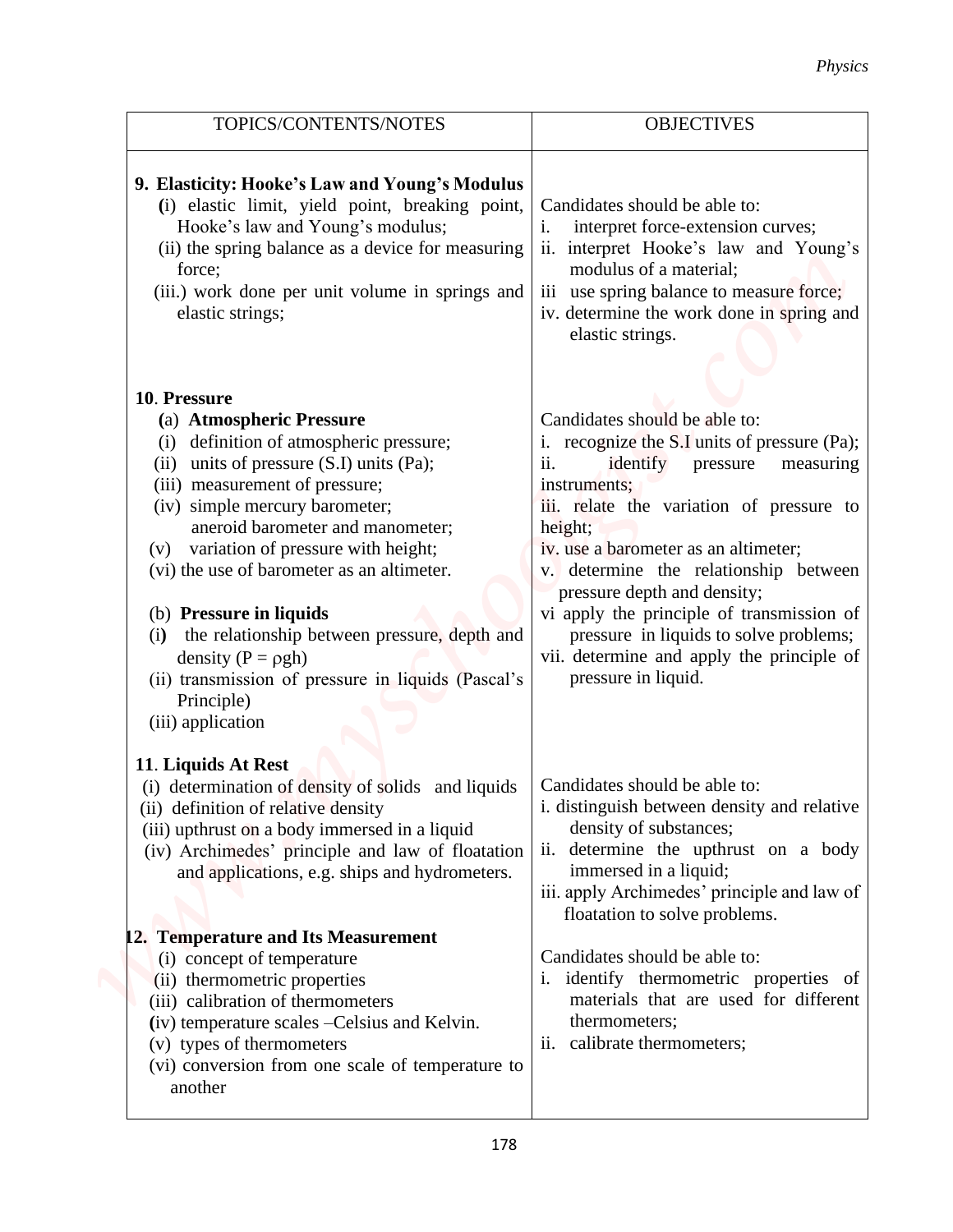| TOPICS/CONTENTS/NOTES | OBJECTIVES |
|---|---|
| **9. Elasticity: Hooke's Law and Young's Modulus**<br>(i) elastic limit, yield point, breaking point, Hooke's law and Young's modulus;<br>(ii) the spring balance as a device for measuring force;<br>(iii.) work done per unit volume in springs and elastic strings; | Candidates should be able to:<br>i. interpret force-extension curves;<br>ii. interpret Hooke's law and Young's modulus of a material;<br>iii use spring balance to measure force;<br>iv. determine the work done in spring and elastic strings. |
| **10. Pressure**<br>(a) **Atmospheric Pressure**<br>(i) definition of atmospheric pressure;<br>(ii) units of pressure (S.I) units (Pa);<br>(iii) measurement of pressure;<br>(iv) simple mercury barometer; aneroid barometer and manometer;<br>(v) variation of pressure with height;<br>(vi) the use of barometer as an altimeter.<br><br>(b) **Pressure in liquids**<br>(i) the relationship between pressure, depth and density ($P = \rho gh$)<br>(ii) transmission of pressure in liquids (Pascal's Principle)<br>(iii) application | Candidates should be able to:<br>i. recognize the S.I units of pressure (Pa);<br>ii. identify pressure measuring instruments;<br>iii. relate the variation of pressure to height;<br>iv. use a barometer as an altimeter;<br>v. determine the relationship between pressure depth and density;<br>vi apply the principle of transmission of pressure in liquids to solve problems;<br>vii. determine and apply the principle of pressure in liquid. |
| **11. Liquids At Rest**<br>(i) determination of density of solids and liquids<br>(ii) definition of relative density<br>(iii) upthrust on a body immersed in a liquid<br>(iv) Archimedes' principle and law of floatation and applications, e.g. ships and hydrometers. | Candidates should be able to:<br>i. distinguish between density and relative density of substances;<br>ii. determine the upthrust on a body immersed in a liquid;<br>iii. apply Archimedes' principle and law of floatation to solve problems. |
| **12. Temperature and Its Measurement**<br>(i) concept of temperature<br>(ii) thermometric properties<br>(iii) calibration of thermometers<br>(iv) temperature scales –Celsius and Kelvin.<br>(v) types of thermometers<br>(vi) conversion from one scale of temperature to another | Candidates should be able to:<br>i. identify thermometric properties of materials that are used for different thermometers;<br>ii. calibrate thermometers; |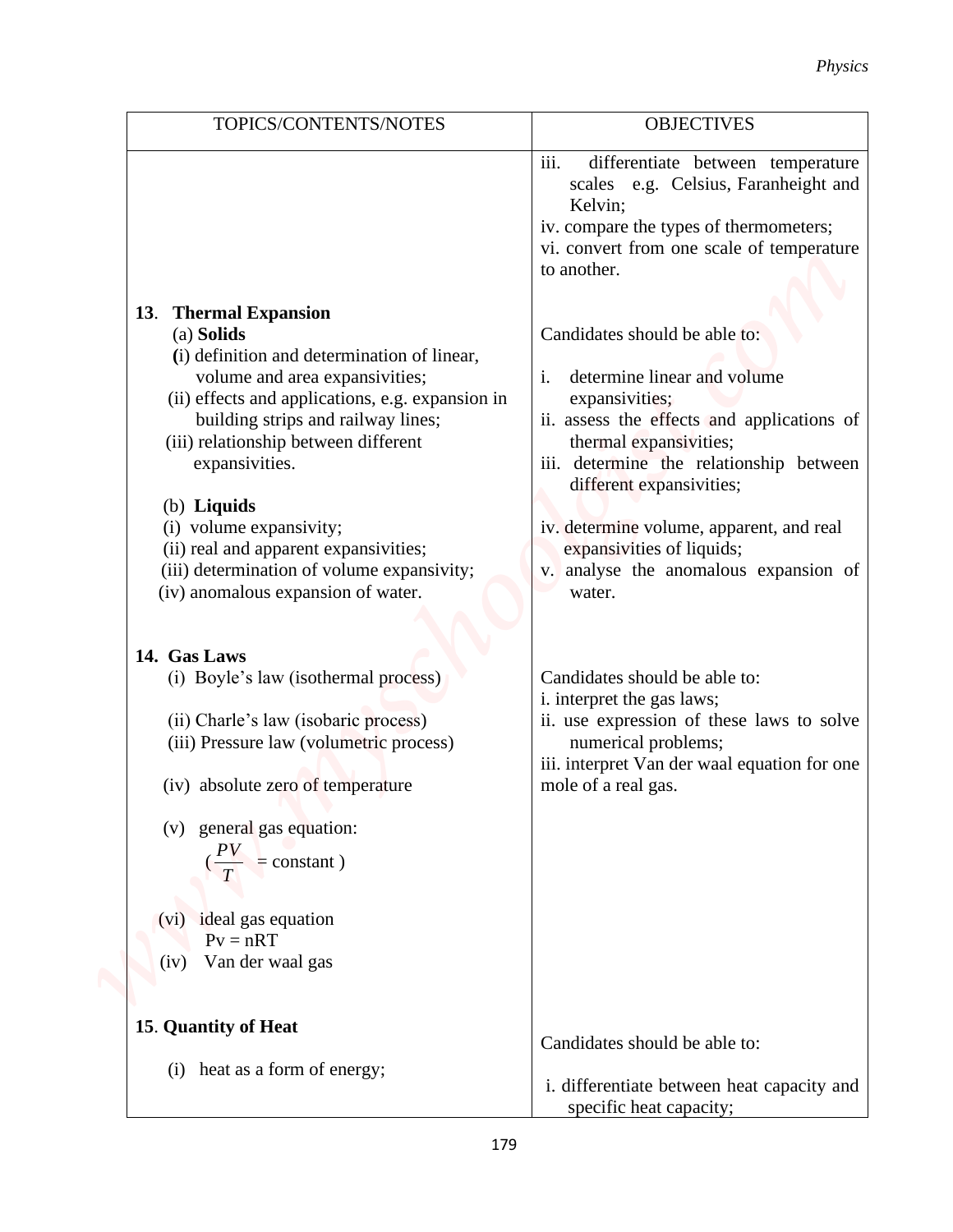| TOPICS/CONTENTS/NOTES | OBJECTIVES |
|---|---|
| | iii. differentiate between temperature scales e.g. Celsius, Faranheight and Kelvin;<br>iv. compare the types of thermometers;<br>vi. convert from one scale of temperature to another. |
| **13. Thermal Expansion**<br>(a) **Solids**<br>(i) definition and determination of linear, volume and area expansivities;<br>(ii) effects and applications, e.g. expansion in building strips and railway lines;<br>(iii) relationship between different expansivities.<br><br>(b) **Liquids**<br>(i) volume expansivity;<br>(ii) real and apparent expansivities;<br>(iii) determination of volume expansivity;<br>(iv) anomalous expansion of water. | Candidates should be able to:<br><br>i. determine linear and volume expansivities;<br>ii. assess the effects and applications of thermal expansivities;<br>iii. determine the relationship between different expansivities;<br><br>iv. determine volume, apparent, and real expansivities of liquids;<br>v. analyse the anomalous expansion of water. |
| **14. Gas Laws**<br>(i) Boyle's law (isothermal process)<br><br>(ii) Charle's law (isobaric process)<br>(iii) Pressure law (volumetric process)<br><br>(iv) absolute zero of temperature<br><br>(v) general gas equation:<br>($\frac{PV}{T}$ = constant )<br><br>(vi) ideal gas equation<br>Pv = nRT<br>(iv) Van der waal gas | Candidates should be able to:<br>i. interpret the gas laws;<br>ii. use expression of these laws to solve numerical problems;<br>iii. interpret Van der waal equation for one mole of a real gas. |
| **15. Quantity of Heat**<br><br>(i) heat as a form of energy; | Candidates should be able to:<br><br>i. differentiate between heat capacity and specific heat capacity; |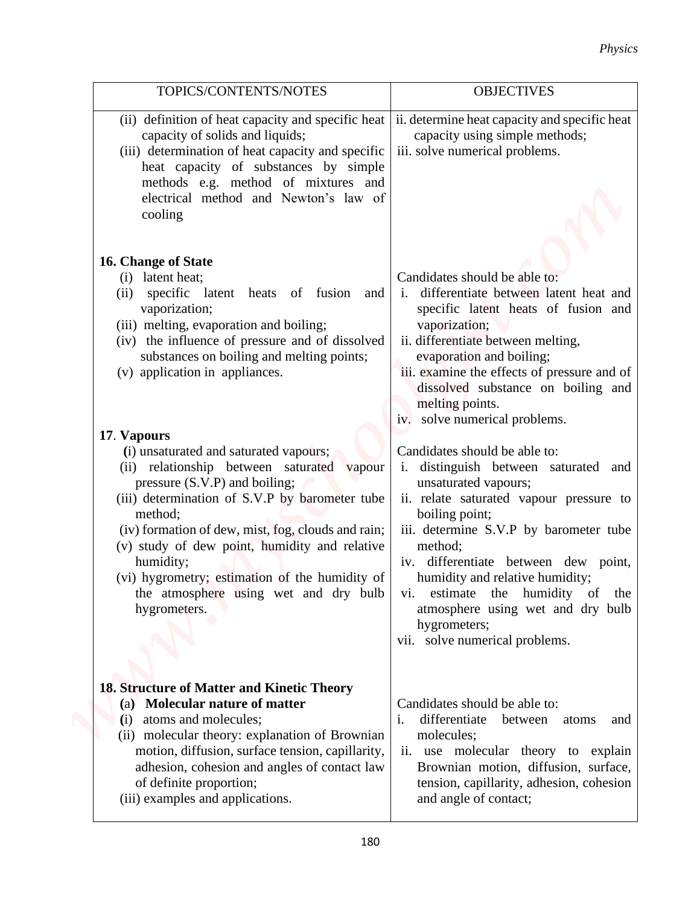| TOPICS/CONTENTS/NOTES | OBJECTIVES |
|---|---|
| (ii) definition of heat capacity and specific heat capacity of solids and liquids;<br>(iii) determination of heat capacity and specific heat capacity of substances by simple methods e.g. method of mixtures and electrical method and Newton's law of cooling | ii. determine heat capacity and specific heat capacity using simple methods;<br>iii. solve numerical problems. |
| **16. Change of State**<br>(i) latent heat;<br>(ii) specific latent heats of fusion and vaporization;<br>(iii) melting, evaporation and boiling;<br>(iv) the influence of pressure and of dissolved substances on boiling and melting points;<br>(v) application in appliances. | Candidates should be able to:<br>i. differentiate between latent heat and specific latent heats of fusion and vaporization;<br>ii. differentiate between melting, evaporation and boiling;<br>iii. examine the effects of pressure and of dissolved substance on boiling and melting points.<br>iv. solve numerical problems. |
| **17. Vapours**<br>(i) unsaturated and saturated vapours;<br>(ii) relationship between saturated vapour pressure (S.V.P) and boiling;<br>(iii) determination of S.V.P by barometer tube method;<br>(iv) formation of dew, mist, fog, clouds and rain;<br>(v) study of dew point, humidity and relative humidity;<br>(vi) hygrometry; estimation of the humidity of the atmosphere using wet and dry bulb hygrometers. | Candidates should be able to:<br>i. distinguish between saturated and unsaturated vapours;<br>ii. relate saturated vapour pressure to boiling point;<br>iii. determine S.V.P by barometer tube method;<br>iv. differentiate between dew point, humidity and relative humidity;<br>vi. estimate the humidity of the atmosphere using wet and dry bulb hygrometers;<br>vii. solve numerical problems. |
| **18. Structure of Matter and Kinetic Theory**<br>**(a) Molecular nature of matter**<br>(i) atoms and molecules;<br>(ii) molecular theory: explanation of Brownian motion, diffusion, surface tension, capillarity, adhesion, cohesion and angles of contact law of definite proportion;<br>(iii) examples and applications. | Candidates should be able to:<br>i. differentiate between atoms and molecules;<br>ii. use molecular theory to explain Brownian motion, diffusion, surface, tension, capillarity, adhesion, cohesion and angle of contact; |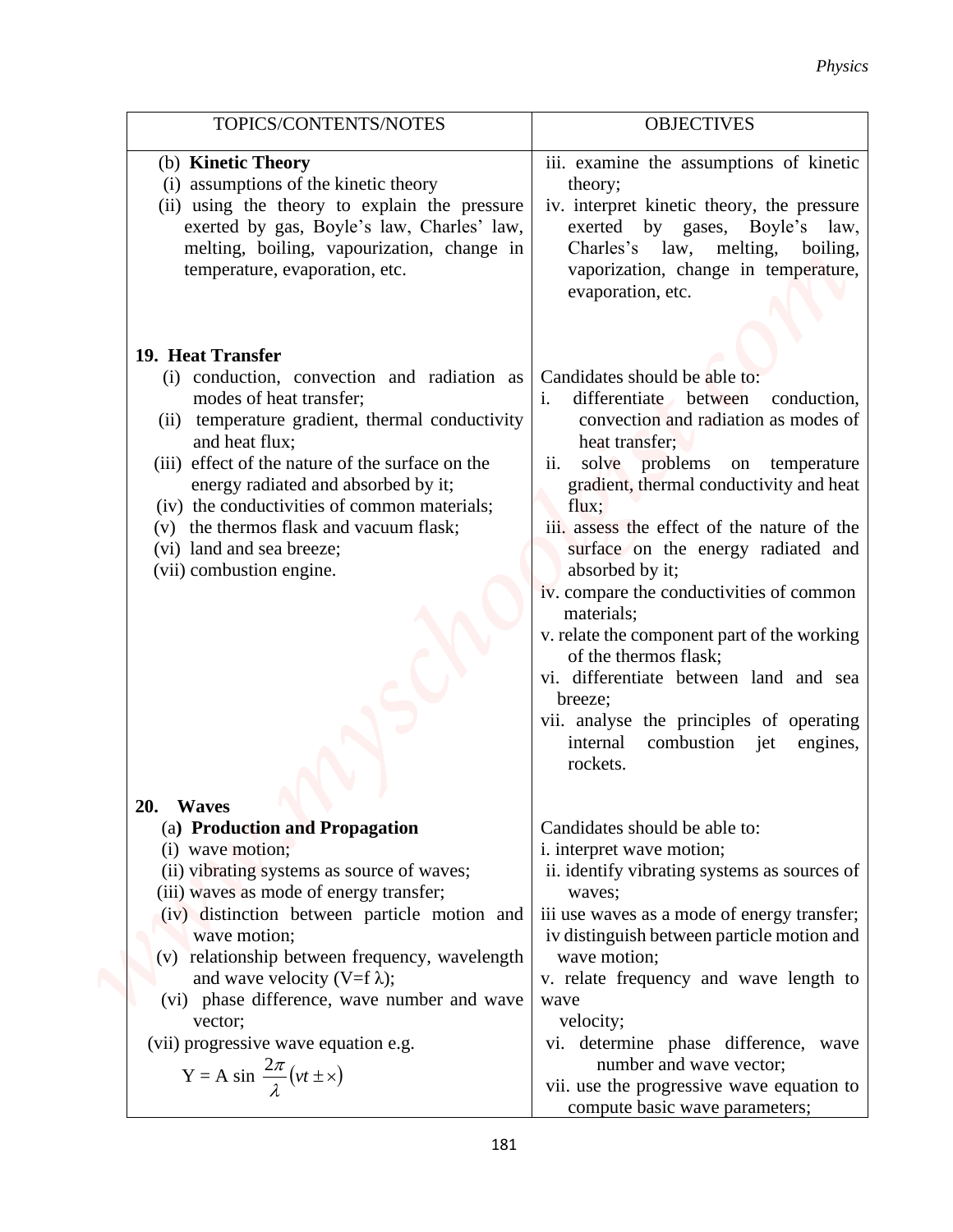| TOPICS/CONTENTS/NOTES | OBJECTIVES |
|---|---|
| (b) **Kinetic Theory**<br>(i) assumptions of the kinetic theory<br>(ii) using the theory to explain the pressure exerted by gas, Boyle's law, Charles' law, melting, boiling, vapourization, change in temperature, evaporation, etc. | iii. examine the assumptions of kinetic theory;<br>iv. interpret kinetic theory, the pressure exerted by gases, Boyle's law, Charles's law, melting, boiling, vaporization, change in temperature, evaporation, etc. |
| **19. Heat Transfer**<br>(i) conduction, convection and radiation as modes of heat transfer;<br>(ii) temperature gradient, thermal conductivity and heat flux;<br>(iii) effect of the nature of the surface on the energy radiated and absorbed by it;<br>(iv) the conductivities of common materials;<br>(v) the thermos flask and vacuum flask;<br>(vi) land and sea breeze;<br>(vii) combustion engine. | Candidates should be able to:<br>i. differentiate between conduction, convection and radiation as modes of heat transfer;<br>ii. solve problems on temperature gradient, thermal conductivity and heat flux;<br>iii. assess the effect of the nature of the surface on the energy radiated and absorbed by it;<br>iv. compare the conductivities of common materials;<br>v. relate the component part of the working of the thermos flask;<br>vi. differentiate between land and sea breeze;<br>vii. analyse the principles of operating internal combustion jet engines, rockets. |
| **20. Waves**<br>(a**) Production and Propagation**<br>(i) wave motion;<br>(ii) vibrating systems as source of waves;<br>(iii) waves as mode of energy transfer;<br>(iv) distinction between particle motion and wave motion;<br>(v) relationship between frequency, wavelength and wave velocity ($V=f\lambda$);<br>(vi) phase difference, wave number and wave vector;<br>(vii) progressive wave equation e.g. $Y = A \sin \frac{2\pi}{\lambda}(vt \pm x)$ | Candidates should be able to:<br>i. interpret wave motion;<br>ii. identify vibrating systems as sources of waves;<br>iii use waves as a mode of energy transfer;<br>iv distinguish between particle motion and wave motion;<br>v. relate frequency and wave length to wave velocity;<br>vi. determine phase difference, wave number and wave vector;<br>vii. use the progressive wave equation to compute basic wave parameters; |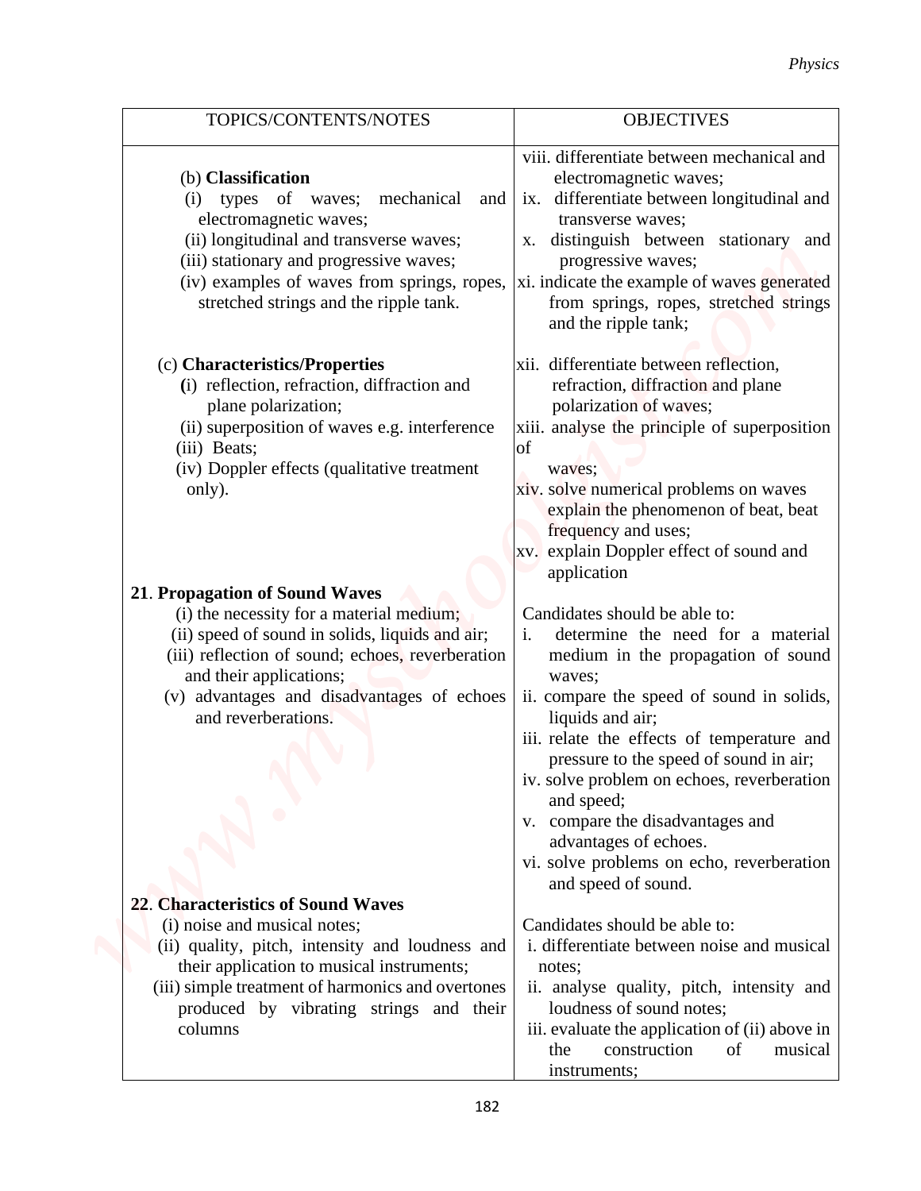| TOPICS/CONTENTS/NOTES | OBJECTIVES |
|---|---|
| (b) **Classification**<br>(i) types of waves; mechanical and electromagnetic waves;<br>(ii) longitudinal and transverse waves;<br>(iii) stationary and progressive waves;<br>(iv) examples of waves from springs, ropes, stretched strings and the ripple tank. | viii. differentiate between mechanical and electromagnetic waves;<br>ix. differentiate between longitudinal and transverse waves;<br>x. distinguish between stationary and progressive waves;<br>xi. indicate the example of waves generated from springs, ropes, stretched strings and the ripple tank; |
| (c) **Characteristics/Properties**<br>(i) reflection, refraction, diffraction and plane polarization;<br>(ii) superposition of waves e.g. interference<br>(iii) Beats;<br>(iv) Doppler effects (qualitative treatment only). | xii. differentiate between reflection, refraction, diffraction and plane polarization of waves;<br>xiii. analyse the principle of superposition of waves;<br>xiv. solve numerical problems on waves explain the phenomenon of beat, beat frequency and uses;<br>xv. explain Doppler effect of sound and application |
| **21. Propagation of Sound Waves**<br>(i) the necessity for a material medium;<br>(ii) speed of sound in solids, liquids and air;<br>(iii) reflection of sound; echoes, reverberation and their applications;<br>(v) advantages and disadvantages of echoes and reverberations. | Candidates should be able to:<br>i. determine the need for a material medium in the propagation of sound waves;<br>ii. compare the speed of sound in solids, liquids and air;<br>iii. relate the effects of temperature and pressure to the speed of sound in air;<br>iv. solve problem on echoes, reverberation and speed;<br>v. compare the disadvantages and advantages of echoes.<br>vi. solve problems on echo, reverberation and speed of sound. |
| **22. Characteristics of Sound Waves**<br>(i) noise and musical notes;<br>(ii) quality, pitch, intensity and loudness and their application to musical instruments;<br>(iii) simple treatment of harmonics and overtones produced by vibrating strings and their columns | Candidates should be able to:<br>i. differentiate between noise and musical notes;<br>ii. analyse quality, pitch, intensity and loudness of sound notes;<br>iii. evaluate the application of (ii) above in the construction of musical instruments; |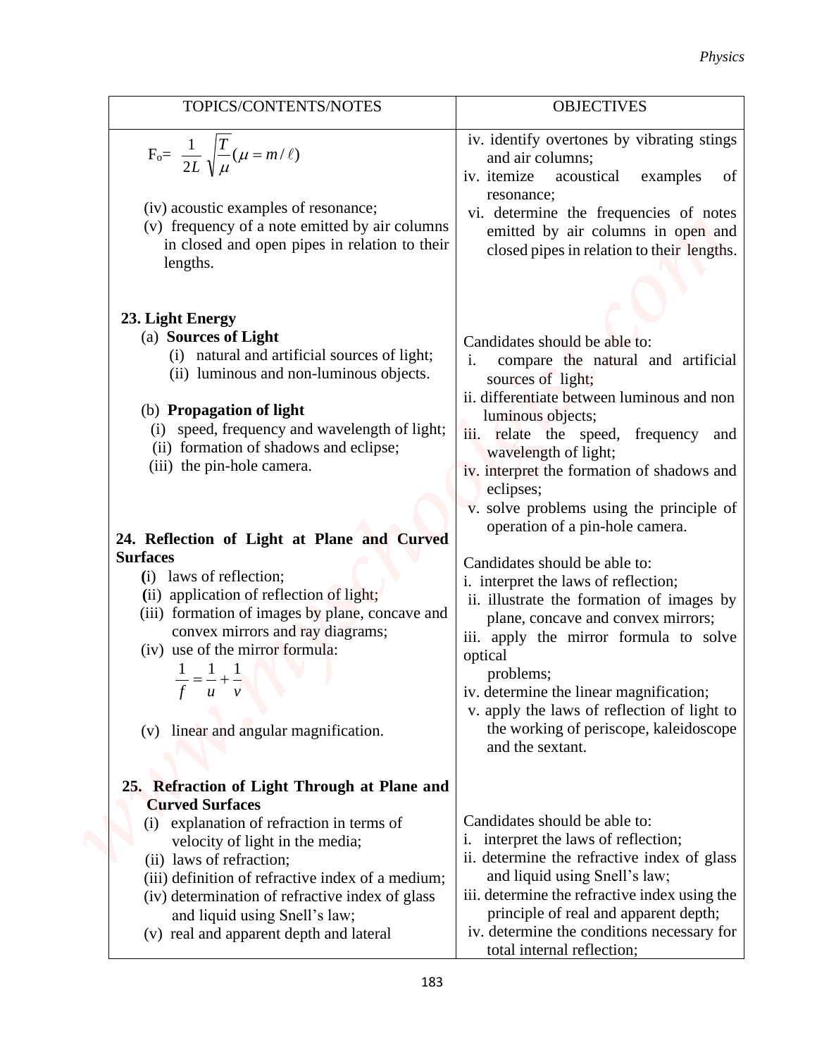| TOPICS/CONTENTS/NOTES | OBJECTIVES |
|---|---|
| $F_o = \frac{1}{2L}\sqrt{\frac{T}{\mu}}(\mu = m/\ell)$ <br><br> (iv) acoustic examples of resonance; <br> (v) frequency of a note emitted by air columns in closed and open pipes in relation to their lengths. | iv. identify overtones by vibrating stings and air columns; <br> iv. itemize acoustical examples of resonance; <br> vi. determine the frequencies of notes emitted by air columns in open and closed pipes in relation to their lengths. |
| **23. Light Energy** <br> (a) **Sources of Light** <br> (i) natural and artificial sources of light; <br> (ii) luminous and non-luminous objects. <br><br> (b) **Propagation of light** <br> (i) speed, frequency and wavelength of light; <br> (ii) formation of shadows and eclipse; <br> (iii) the pin-hole camera. | Candidates should be able to: <br> i. compare the natural and artificial sources of light; <br> ii. differentiate between luminous and non luminous objects; <br> iii. relate the speed, frequency and wavelength of light; <br> iv. interpret the formation of shadows and eclipses; <br> v. solve problems using the principle of operation of a pin-hole camera. |
| **24. Reflection of Light at Plane and Curved Surfaces** <br> (i) laws of reflection; <br> (ii) application of reflection of light; <br> (iii) formation of images by plane, concave and convex mirrors and ray diagrams; <br> (iv) use of the mirror formula: <br> $\frac{1}{f} = \frac{1}{u} + \frac{1}{v}$ <br><br> (v) linear and angular magnification. | Candidates should be able to: <br> i. interpret the laws of reflection; <br> ii. illustrate the formation of images by plane, concave and convex mirrors; <br> iii. apply the mirror formula to solve optical problems; <br> iv. determine the linear magnification; <br> v. apply the laws of reflection of light to the working of periscope, kaleidoscope and the sextant. |
| **25. Refraction of Light Through at Plane and Curved Surfaces** <br> (i) explanation of refraction in terms of velocity of light in the media; <br> (ii) laws of refraction; <br> (iii) definition of refractive index of a medium; <br> (iv) determination of refractive index of glass and liquid using Snell's law; <br> (v) real and apparent depth and lateral | Candidates should be able to: <br> i. interpret the laws of reflection; <br> ii. determine the refractive index of glass and liquid using Snell's law; <br> iii. determine the refractive index using the principle of real and apparent depth; <br> iv. determine the conditions necessary for total internal reflection; |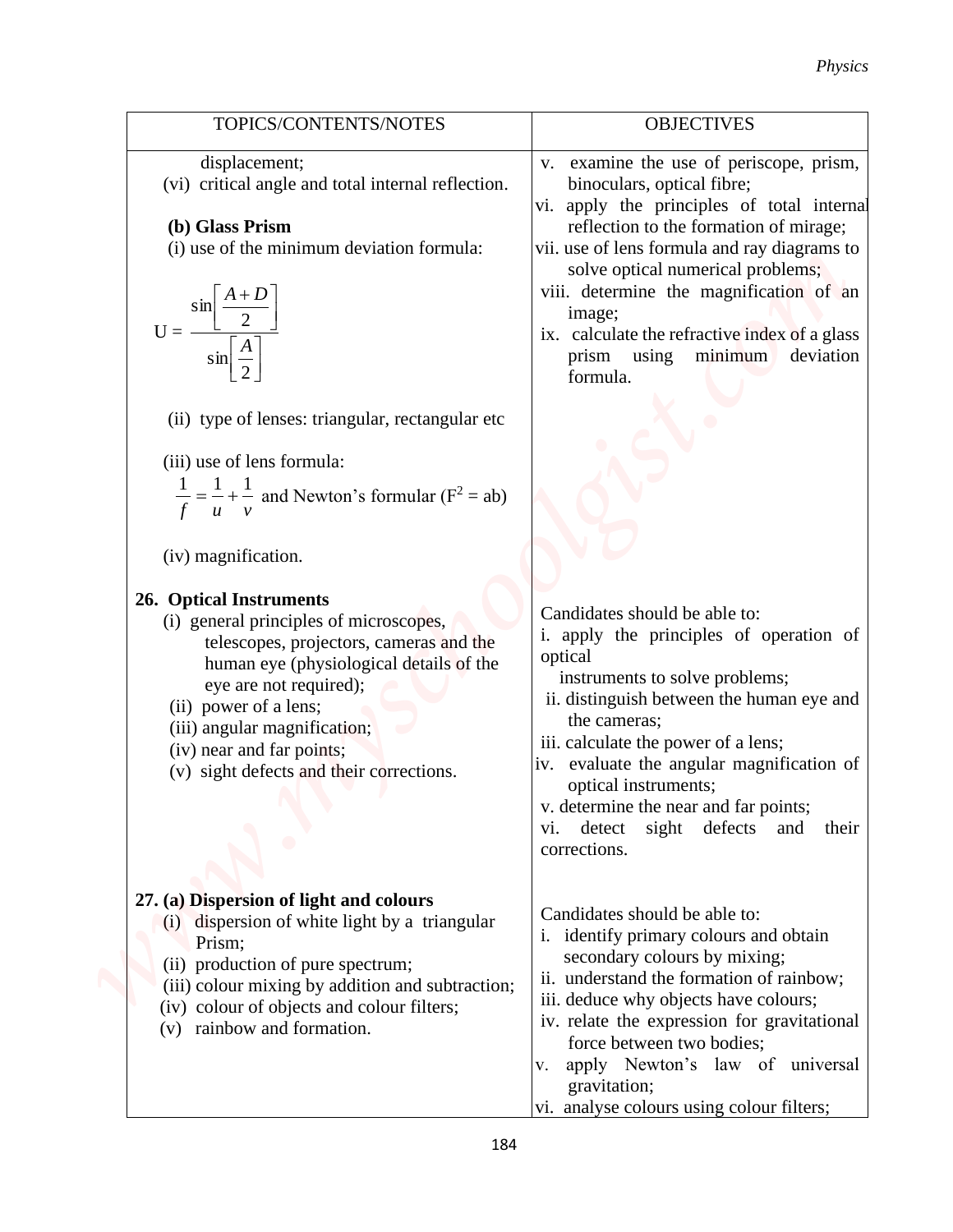| TOPICS/CONTENTS/NOTES | OBJECTIVES |
| --- | --- |
| displacement;<br>(vi) critical angle and total internal reflection.<br><br>**(b) Glass Prism**<br>(i) use of the minimum deviation formula:<br>$U = \frac{\sin\left[\frac{A+D}{2}\right]}{\sin\left[\frac{A}{2}\right]}$<br><br>(ii) type of lenses: triangular, rectangular etc<br><br>(iii) use of lens formula:<br>$\frac{1}{f} = \frac{1}{u} + \frac{1}{v}$ and Newton's formular ($F^2 = ab$)<br><br>(iv) magnification. | v. examine the use of periscope, prism, binoculars, optical fibre;<br>vi. apply the principles of total internal reflection to the formation of mirage;<br>vii. use of lens formula and ray diagrams to solve optical numerical problems;<br>viii. determine the magnification of an image;<br>ix. calculate the refractive index of a glass prism using minimum deviation formula. |
| **26. Optical Instruments**<br>(i) general principles of microscopes, telescopes, projectors, cameras and the human eye (physiological details of the eye are not required);<br>(ii) power of a lens;<br>(iii) angular magnification;<br>(iv) near and far points;<br>(v) sight defects and their corrections. | Candidates should be able to:<br>i. apply the principles of operation of optical instruments to solve problems;<br>ii. distinguish between the human eye and the cameras;<br>iii. calculate the power of a lens;<br>iv. evaluate the angular magnification of optical instruments;<br>v. determine the near and far points;<br>vi. detect sight defects and their corrections. |
| **27. (a) Dispersion of light and colours**<br>(i) dispersion of white light by a triangular Prism;<br>(ii) production of pure spectrum;<br>(iii) colour mixing by addition and subtraction;<br>(iv) colour of objects and colour filters;<br>(v) rainbow and formation. | Candidates should be able to:<br>i. identify primary colours and obtain secondary colours by mixing;<br>ii. understand the formation of rainbow;<br>iii. deduce why objects have colours;<br>iv. relate the expression for gravitational force between two bodies;<br>v. apply Newton's law of universal gravitation;<br>vi. analyse colours using colour filters; |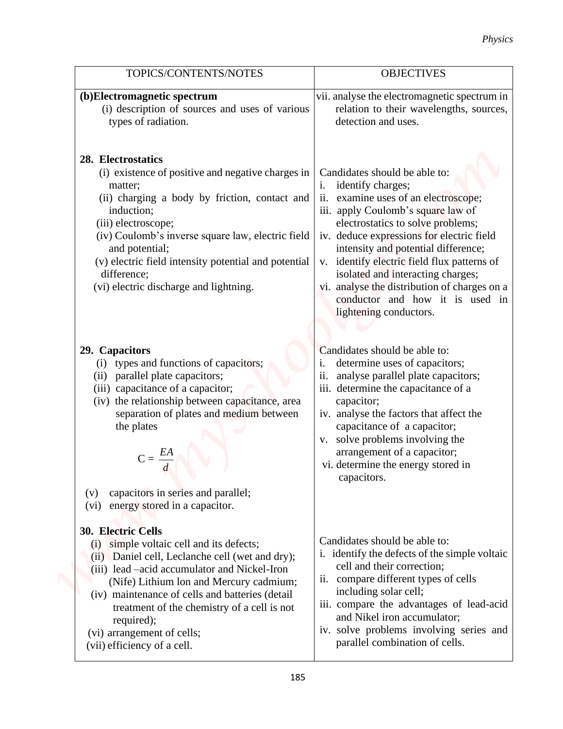| TOPICS/CONTENTS/NOTES | OBJECTIVES |
|---|---|
| **(b)Electromagnetic spectrum**<br>(i) description of sources and uses of various types of radiation. | vii. analyse the electromagnetic spectrum in relation to their wavelengths, sources, detection and uses. |
| **28. Electrostatics**<br>(i) existence of positive and negative charges in matter;<br>(ii) charging a body by friction, contact and induction;<br>(iii) electroscope;<br>(iv) Coulomb's inverse square law, electric field and potential;<br>(v) electric field intensity potential and potential difference;<br>(vi) electric discharge and lightning. | Candidates should be able to:<br>i. identify charges;<br>ii. examine uses of an electroscope;<br>iii. apply Coulomb's square law of electrostatics to solve problems;<br>iv. deduce expressions for electric field intensity and potential difference;<br>v. identify electric field flux patterns of isolated and interacting charges;<br>vi. analyse the distribution of charges on a conductor and how it is used in lightening conductors. |
| **29. Capacitors**<br>(i) types and functions of capacitors;<br>(ii) parallel plate capacitors;<br>(iii) capacitance of a capacitor;<br>(iv) the relationship between capacitance, area separation of plates and medium between the plates<br>$C = \frac{EA}{d}$<br>(v) capacitors in series and parallel;<br>(vi) energy stored in a capacitor. | Candidates should be able to:<br>i. determine uses of capacitors;<br>ii. analyse parallel plate capacitors;<br>iii. determine the capacitance of a capacitor;<br>iv. analyse the factors that affect the capacitance of a capacitor;<br>v. solve problems involving the arrangement of a capacitor;<br>vi. determine the energy stored in capacitors. |
| **30. Electric Cells**<br>(i) simple voltaic cell and its defects;<br>(ii) Daniel cell, Leclanche cell (wet and dry);<br>(iii) lead –acid accumulator and Nickel-Iron (Nife) Lithium lon and Mercury cadmium;<br>(iv) maintenance of cells and batteries (detail treatment of the chemistry of a cell is not required);<br>(vi) arrangement of cells;<br>(vii) efficiency of a cell. | Candidates should be able to:<br>i. identify the defects of the simple voltaic cell and their correction;<br>ii. compare different types of cells including solar cell;<br>iii. compare the advantages of lead-acid and Nikel iron accumulator;<br>iv. solve problems involving series and parallel combination of cells. |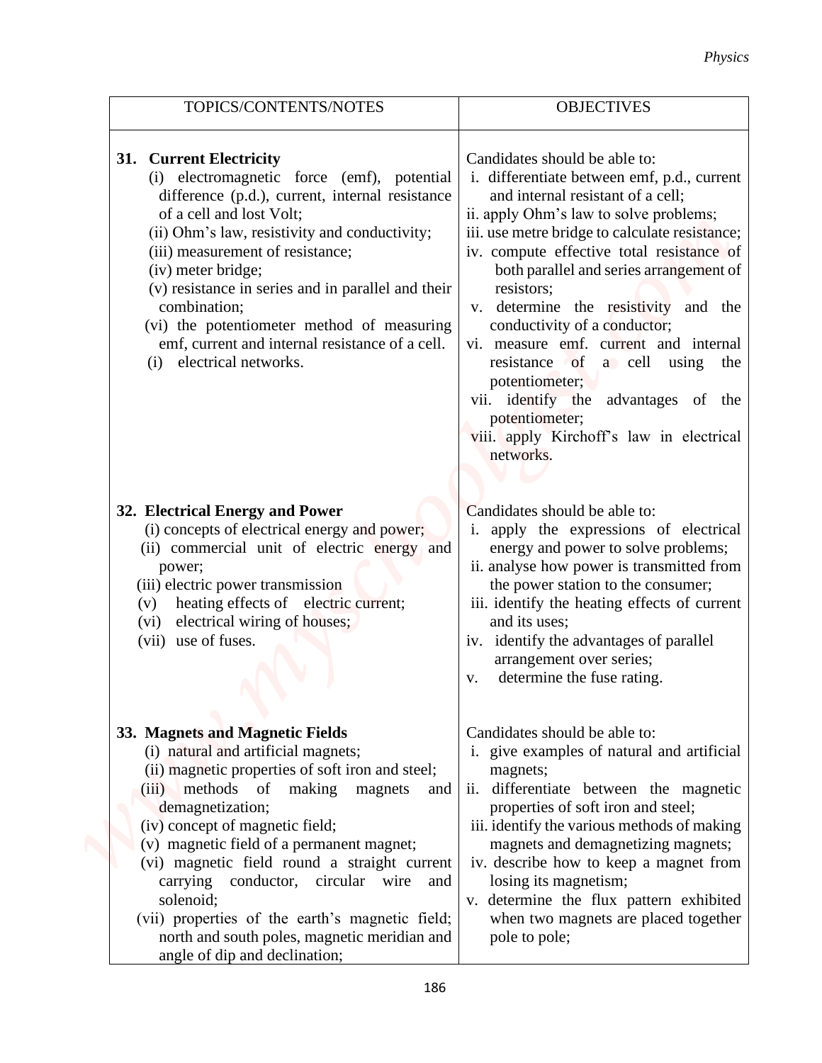| TOPICS/CONTENTS/NOTES | OBJECTIVES |
| --- | --- |
| **31. Current Electricity**<br>(i) electromagnetic force (emf), potential difference (p.d.), current, internal resistance of a cell and lost Volt;<br>(ii) Ohm's law, resistivity and conductivity;<br>(iii) measurement of resistance;<br>(iv) meter bridge;<br>(v) resistance in series and in parallel and their combination;<br>(vi) the potentiometer method of measuring emf, current and internal resistance of a cell.<br>(i) electrical networks. | Candidates should be able to:<br>i. differentiate between emf, p.d., current and internal resistant of a cell;<br>ii. apply Ohm's law to solve problems;<br>iii. use metre bridge to calculate resistance;<br>iv. compute effective total resistance of both parallel and series arrangement of resistors;<br>v. determine the resistivity and the conductivity of a conductor;<br>vi. measure emf. current and internal resistance of a cell using the potentiometer;<br>vii. identify the advantages of the potentiometer;<br>viii. apply Kirchoff's law in electrical networks. |
| **32. Electrical Energy and Power**<br>(i) concepts of electrical energy and power;<br>(ii) commercial unit of electric energy and power;<br>(iii) electric power transmission<br>(v) heating effects of electric current;<br>(vi) electrical wiring of houses;<br>(vii) use of fuses. | Candidates should be able to:<br>i. apply the expressions of electrical energy and power to solve problems;<br>ii. analyse how power is transmitted from the power station to the consumer;<br>iii. identify the heating effects of current and its uses;<br>iv. identify the advantages of parallel arrangement over series;<br>v. determine the fuse rating. |
| **33. Magnets and Magnetic Fields**<br>(i) natural and artificial magnets;<br>(ii) magnetic properties of soft iron and steel;<br>(iii) methods of making magnets and demagnetization;<br>(iv) concept of magnetic field;<br>(v) magnetic field of a permanent magnet;<br>(vi) magnetic field round a straight current carrying conductor, circular wire and solenoid;<br>(vii) properties of the earth's magnetic field; north and south poles, magnetic meridian and angle of dip and declination; | Candidates should be able to:<br>i. give examples of natural and artificial magnets;<br>ii. differentiate between the magnetic properties of soft iron and steel;<br>iii. identify the various methods of making magnets and demagnetizing magnets;<br>iv. describe how to keep a magnet from losing its magnetism;<br>v. determine the flux pattern exhibited when two magnets are placed together pole to pole; |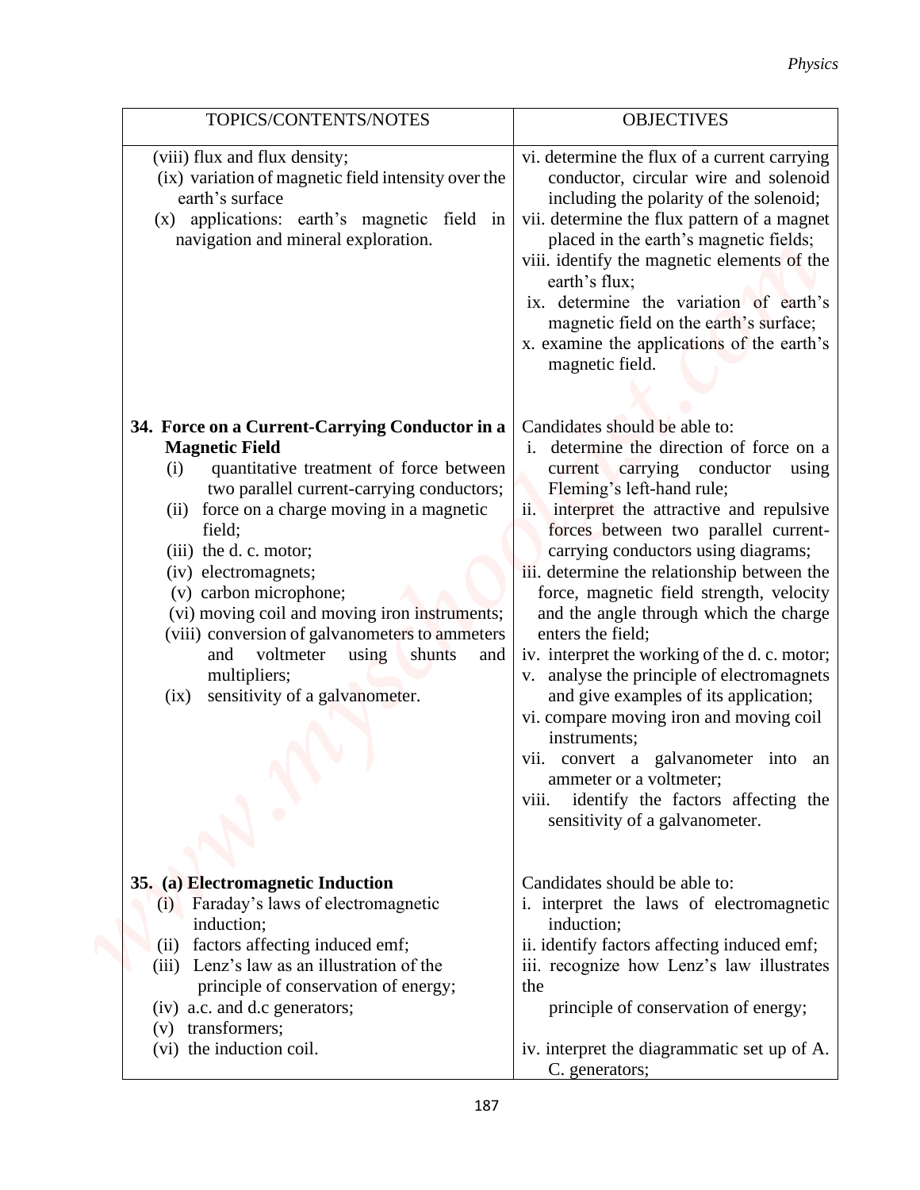| TOPICS/CONTENTS/NOTES | OBJECTIVES |
|---|---|
| (viii) flux and flux density;<br>(ix) variation of magnetic field intensity over the earth's surface<br>(x) applications: earth's magnetic field in navigation and mineral exploration. | vi. determine the flux of a current carrying conductor, circular wire and solenoid including the polarity of the solenoid;<br>vii. determine the flux pattern of a magnet placed in the earth's magnetic fields;<br>viii. identify the magnetic elements of the earth's flux;<br>ix. determine the variation of earth's magnetic field on the earth's surface;<br>x. examine the applications of the earth's magnetic field. |
| **34. Force on a Current-Carrying Conductor in a Magnetic Field**<br>(i) quantitative treatment of force between two parallel current-carrying conductors;<br>(ii) force on a charge moving in a magnetic field;<br>(iii) the d. c. motor;<br>(iv) electromagnets;<br>(v) carbon microphone;<br>(vi) moving coil and moving iron instruments;<br>(viii) conversion of galvanometers to ammeters and voltmeter using shunts and multipliers;<br>(ix) sensitivity of a galvanometer. | Candidates should be able to:<br>i. determine the direction of force on a current carrying conductor using Fleming's left-hand rule;<br>ii. interpret the attractive and repulsive forces between two parallel current-carrying conductors using diagrams;<br>iii. determine the relationship between the force, magnetic field strength, velocity and the angle through which the charge enters the field;<br>iv. interpret the working of the d. c. motor;<br>v. analyse the principle of electromagnets and give examples of its application;<br>vi. compare moving iron and moving coil instruments;<br>vii. convert a galvanometer into an ammeter or a voltmeter;<br>viii. identify the factors affecting the sensitivity of a galvanometer. |
| **35. (a) Electromagnetic Induction**<br>(i) Faraday's laws of electromagnetic induction;<br>(ii) factors affecting induced emf;<br>(iii) Lenz's law as an illustration of the principle of conservation of energy;<br>(iv) a.c. and d.c generators;<br>(v) transformers;<br>(vi) the induction coil. | Candidates should be able to:<br>i. interpret the laws of electromagnetic induction;<br>ii. identify factors affecting induced emf;<br>iii. recognize how Lenz's law illustrates the principle of conservation of energy;<br>iv. interpret the diagrammatic set up of A. C. generators; |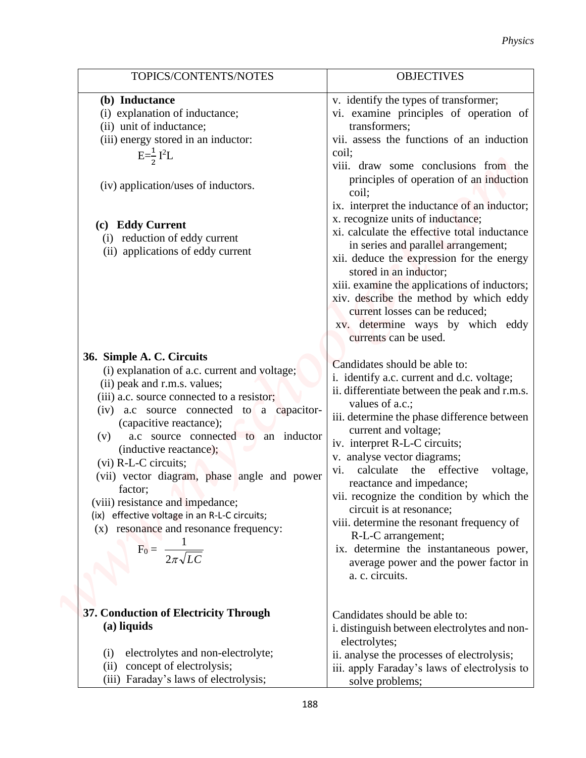| TOPICS/CONTENTS/NOTES | OBJECTIVES |
|---|---|
| **(b) Inductance**<br>(i) explanation of inductance;<br>(ii) unit of inductance;<br>(iii) energy stored in an inductor:<br>$E=\frac{1}{2}I^2L$<br><br>(iv) application/uses of inductors.<br><br>**(c) Eddy Current**<br>(i) reduction of eddy current<br>(ii) applications of eddy current | v. identify the types of transformer;<br>vi. examine principles of operation of transformers;<br>vii. assess the functions of an induction coil;<br>viii. draw some conclusions from the principles of operation of an induction coil;<br>ix. interpret the inductance of an inductor;<br>x. recognize units of inductance;<br>xi. calculate the effective total inductance in series and parallel arrangement;<br>xii. deduce the expression for the energy stored in an inductor;<br>xiii. examine the applications of inductors;<br>xiv. describe the method by which eddy current losses can be reduced;<br>xv. determine ways by which eddy currents can be used. |
| **36. Simple A. C. Circuits**<br>(i) explanation of a.c. current and voltage;<br>(ii) peak and r.m.s. values;<br>(iii) a.c. source connected to a resistor;<br>(iv) a.c source connected to a capacitor- (capacitive reactance);<br>(v) a.c source connected to an inductor (inductive reactance);<br>(vi) R-L-C circuits;<br>(vii) vector diagram, phase angle and power factor;<br>(viii) resistance and impedance;<br>(ix) effective voltage in an R-L-C circuits;<br>(x) resonance and resonance frequency:<br>$F_0 = \frac{1}{2\pi\sqrt{LC}}$ | Candidates should be able to:<br>i. identify a.c. current and d.c. voltage;<br>ii. differentiate between the peak and r.m.s. values of a.c.;<br>iii. determine the phase difference between current and voltage;<br>iv. interpret R-L-C circuits;<br>v. analyse vector diagrams;<br>vi. calculate the effective voltage, reactance and impedance;<br>vii. recognize the condition by which the circuit is at resonance;<br>viii. determine the resonant frequency of R-L-C arrangement;<br>ix. determine the instantaneous power, average power and the power factor in a. c. circuits. |
| **37. Conduction of Electricity Through**<br>**(a) liquids**<br><br>(i) electrolytes and non-electrolyte;<br>(ii) concept of electrolysis;<br>(iii) Faraday's laws of electrolysis; | Candidates should be able to:<br>i. distinguish between electrolytes and non-electrolytes;<br>ii. analyse the processes of electrolysis;<br>iii. apply Faraday's laws of electrolysis to solve problems; |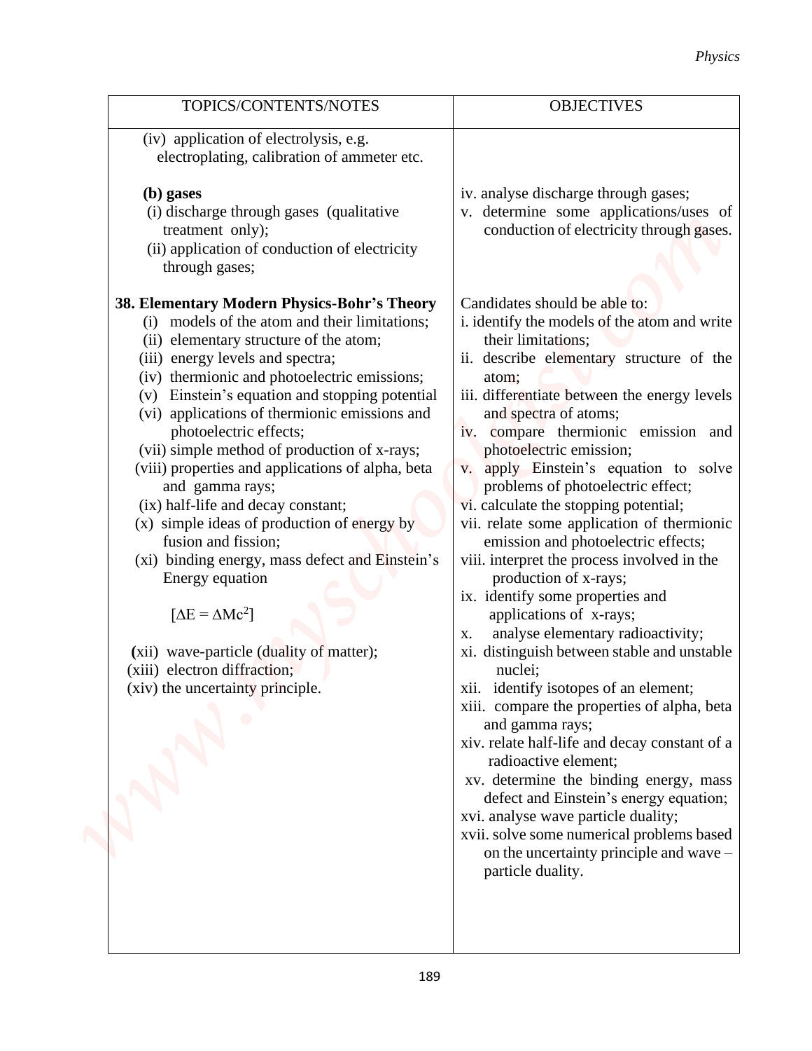| TOPICS/CONTENTS/NOTES | OBJECTIVES |
|---|---|
| (iv) application of electrolysis, e.g. electroplating, calibration of ammeter etc. | |
| **(b) gases**<br>(i) discharge through gases (qualitative treatment only);<br>(ii) application of conduction of electricity through gases; | iv. analyse discharge through gases;<br>v. determine some applications/uses of conduction of electricity through gases. |
| **38. Elementary Modern Physics-Bohr's Theory**<br>(i) models of the atom and their limitations;<br>(ii) elementary structure of the atom;<br>(iii) energy levels and spectra;<br>(iv) thermionic and photoelectric emissions;<br>(v) Einstein's equation and stopping potential<br>(vi) applications of thermionic emissions and photoelectric effects;<br>(vii) simple method of production of x-rays;<br>(viii) properties and applications of alpha, beta and gamma rays;<br>(ix) half-life and decay constant;<br>(x) simple ideas of production of energy by fusion and fission;<br>(xi) binding energy, mass defect and Einstein's Energy equation<br>$[\Delta E = \Delta Mc^2]$<br>(xii) wave-particle (duality of matter);<br>(xiii) electron diffraction;<br>(xiv) the uncertainty principle. | Candidates should be able to:<br>i. identify the models of the atom and write their limitations;<br>ii. describe elementary structure of the atom;<br>iii. differentiate between the energy levels and spectra of atoms;<br>iv. compare thermionic emission and photoelectric emission;<br>v. apply Einstein's equation to solve problems of photoelectric effect;<br>vi. calculate the stopping potential;<br>vii. relate some application of thermionic emission and photoelectric effects;<br>viii. interpret the process involved in the production of x-rays;<br>ix. identify some properties and applications of x-rays;<br>x. analyse elementary radioactivity;<br>xi. distinguish between stable and unstable nuclei;<br>xii. identify isotopes of an element;<br>xiii. compare the properties of alpha, beta and gamma rays;<br>xiv. relate half-life and decay constant of a radioactive element;<br>xv. determine the binding energy, mass defect and Einstein's energy equation;<br>xvi. analyse wave particle duality;<br>xvii. solve some numerical problems based on the uncertainty principle and wave – particle duality. |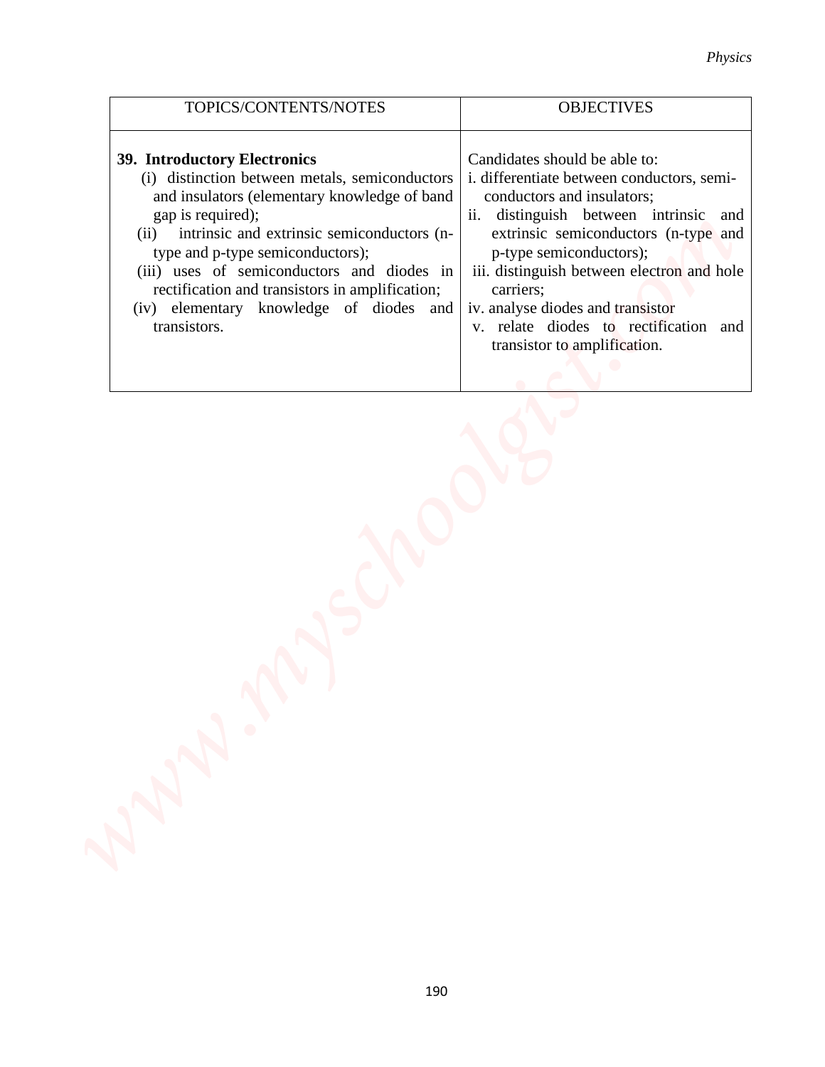| TOPICS/CONTENTS/NOTES | OBJECTIVES |
|---|---|
| **39. Introductory Electronics**<br>(i) distinction between metals, semiconductors and insulators (elementary knowledge of band gap is required);<br>(ii) intrinsic and extrinsic semiconductors (n-type and p-type semiconductors);<br>(iii) uses of semiconductors and diodes in rectification and transistors in amplification;<br>(iv) elementary knowledge of diodes and transistors. | Candidates should be able to:<br>i. differentiate between conductors, semi-conductors and insulators;<br>ii. distinguish between intrinsic and extrinsic semiconductors (n-type and p-type semiconductors);<br>iii. distinguish between electron and hole carriers;<br>iv. analyse diodes and transistor<br>v. relate diodes to rectification and transistor to amplification. |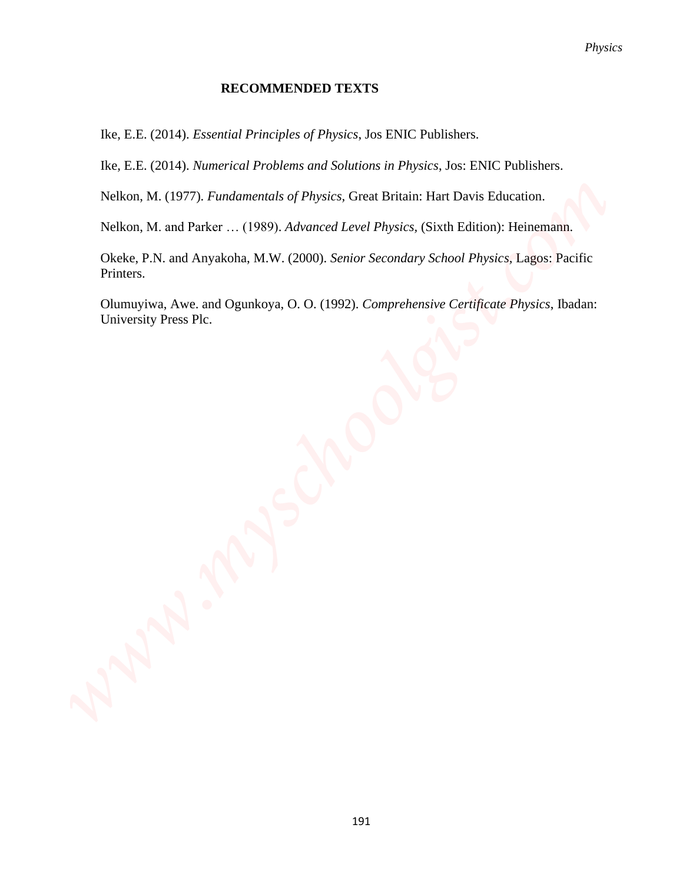## RECOMMENDED TEXTS

Ike, E.E. (2014). *Essential Principles of Physics*, Jos ENIC Publishers.

Ike, E.E. (2014). *Numerical Problems and Solutions in Physics*, Jos: ENIC Publishers.

Nelkon, M. (1977). *Fundamentals of Physics,* Great Britain: Hart Davis Education.

Nelkon, M. and Parker … (1989). *Advanced Level Physics,* (Sixth Edition): Heinemann.

Okeke, P.N. and Anyakoha, M.W. (2000). *Senior Secondary School Physics*, Lagos: Pacific Printers.

Olumuyiwa, Awe. and Ogunkoya, O. O. (1992). *Comprehensive Certificate Physics*, Ibadan: University Press Plc.